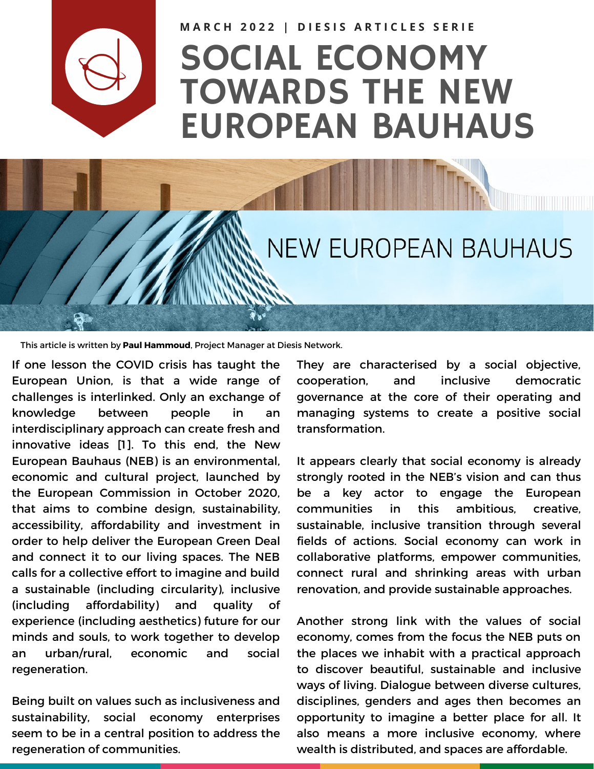MARCH 2022 | DIESIS ARTICLES SERIE

# SOCIAL ECONOMY TOWARDS THE NEW EUROPEAN BAUHAUS

NEW EUROPEAN BAUHAUS

This article is written by **Paul Hammoud**, Project Manager at Diesis Network.

If one lesson the COVID crisis has taught the European Union, is that a wide range of challenges is interlinked. Only an exchange of knowledge between people in an interdisciplinary approach can create fresh and innovative ideas [1]. To this end, the New European Bauhaus (NEB) is an environmental, economic and cultural project, launched by the European Commission in October 2020, that aims to combine design, sustainability, accessibility, affordability and investment in order to help deliver the European Green Deal and connect it to our living spaces. The NEB calls for a collective effort to imagine and build a sustainable (including circularity), inclusive (including affordability) and quality of experience (including aesthetics) future for our minds and souls, to work together to develop an urban/rural, economic and social regeneration.

Being built on values such as inclusiveness and sustainability, social economy enterprises seem to be in a central position to address the regeneration of communities. They are characterised by a social objective, cooperation, and inclusive democratic governance at the core of their operating and managing systems to create a positive social transformation.

It appears clearly that social economy is already strongly rooted in the NEB's vision and can thus be a key actor to engage the European communities in this ambitious, creative, sustainable, inclusive transition through several fields of actions. Social economy can work in collaborative platforms, empower communities, connect rural and shrinking areas with urban renovation, and provide sustainable approaches.

Another strong link with the values of social economy, comes from the focus the NEB puts on the places we inhabit with a practical approach to discover beautiful, sustainable and inclusive ways of living. Dialogue between diverse cultures, disciplines, genders and ages then becomes an opportunity to imagine a better place for all. It also means a more inclusive economy, where wealth is distributed, and spaces are affordable.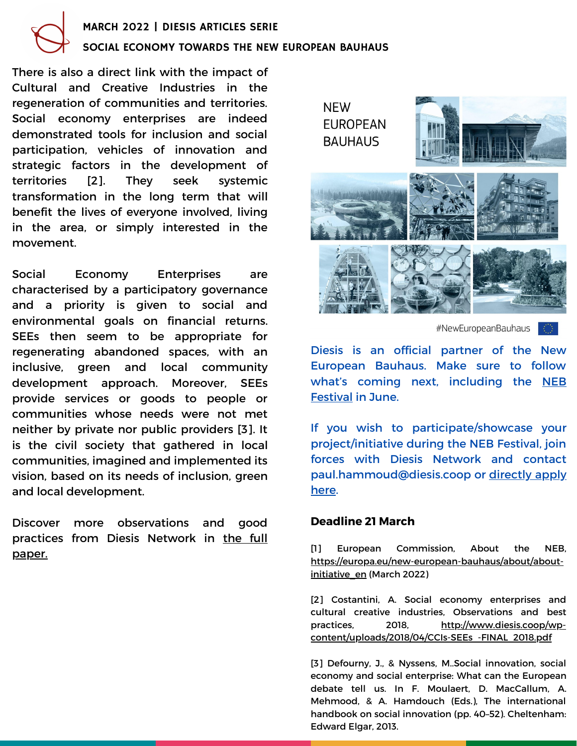There is also a direct link with the impact of Cultural and Creative Industries in the regeneration of communities and territories. Social economy enterprises are indeed demonstrated tools for inclusion and social participation, vehicles of innovation and strategic factors in the development of territories [2]. They seek systemic transformation in the long term that will benefit the lives of everyone involved, living in the area, or simply interested in the movement.

Social Economy Enterprises are characterised by a participatory governance and a priority is given to social and environmental goals on financial returns. SEEs then seem to be appropriate for regenerating abandoned spaces, with an inclusive, green and local community development approach. Moreover, SEEs provide services or goods to people or communities whose needs were not met neither by private nor public providers [3]. It is the civil society that gathered in local communities, imagined and implemented its vision, based on its needs of inclusion, green and local development.

Discover more observations and good practices from Diesis Network in the full paper.

NEW EUROPEAN BAUHAUS

#NewEuropeanBauhaus

Diesis is an official partner of the New European Bauhaus. Make sure to follow what's coming next, including the NEB Festival in June.

If you wish to participate/showcase your project/initiative during the NEB Festival, join forces with Diesis Network and contact paul.hammoud@diesis.coop or directly apply here.

**Deadline 21 March**

[1] European Commission, About the NEB, https://europa.eu/new-european-bauhaus/about/about-initiative_en (March 2022)

[2] Costantini, A. Social economy enterprises and cultural creative industries, Observations and best practices, 2018, http://www.diesis.coop/wp-content/uploads/2018/04/CCIs-SEEs_-FINAL_2018.pdf

[3] Defourny, J., & Nyssens, M..Social innovation, social economy and social enterprise: What can the European debate tell us. In F. Moulaert, D. MacCallum, A. Mehmood, & A. Hamdouch (Eds.), The international handbook on social innovation (pp. 40–52). Cheltenham: Edward Elgar, 2013.